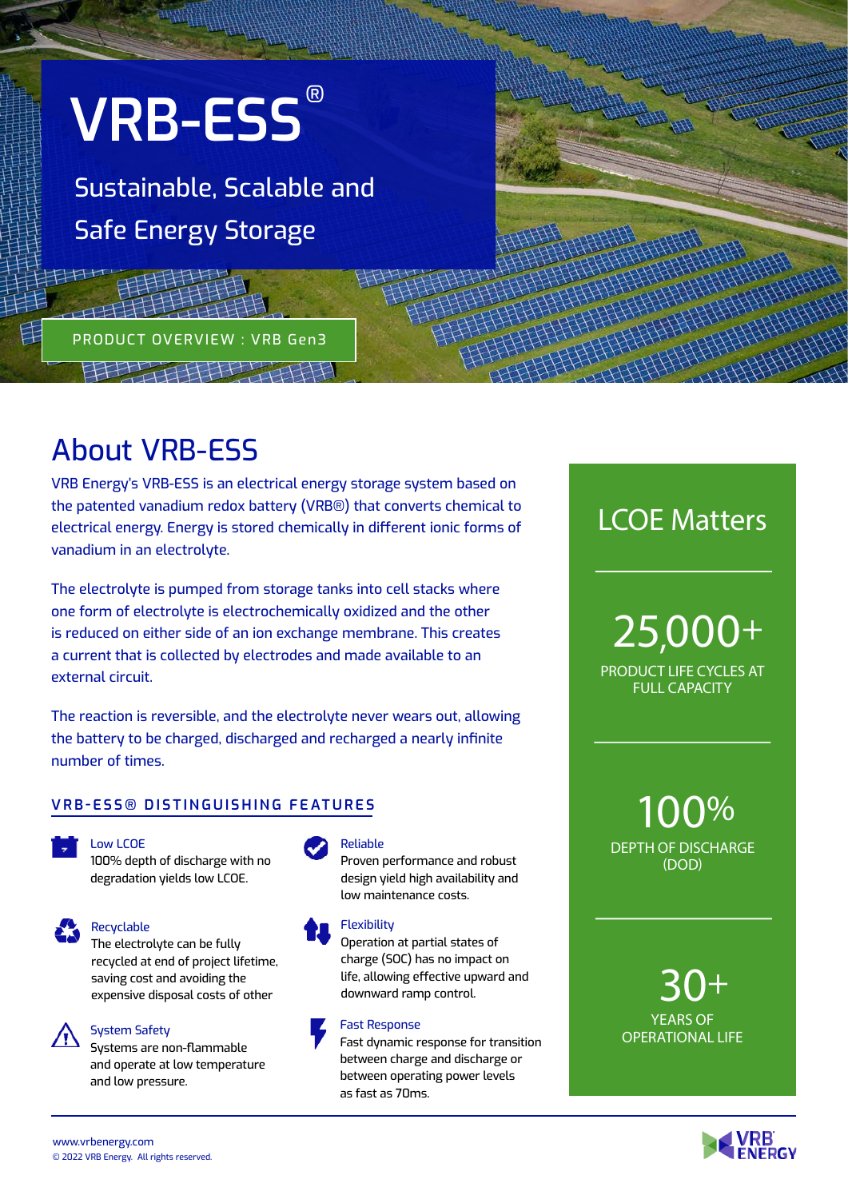# VRB-ESS®

Sustainable, Scalable and Safe Energy Storage

PRODUCT OVERVIEW : VRB Gen3

## About VRB-ESS

VRB Energy's VRB-ESS is an electrical energy storage system based on the patented vanadium redox battery (VRB®) that converts chemical to electrical energy. Energy is stored chemically in different ionic forms of vanadium in an electrolyte.

The electrolyte is pumped from storage tanks into cell stacks where one form of electrolyte is electrochemically oxidized and the other is reduced on either side of an ion exchange membrane. This creates a current that is collected by electrodes and made available to an external circuit.

The reaction is reversible, and the electrolyte never wears out, allowing the battery to be charged, discharged and recharged a nearly infinite number of times.

### VRB-ESS® DISTINGUISHING FEATURES

**Low LCOE**
100% depth of discharge with no degradation yields low LCOE.

**Recyclable**
The electrolyte can be fully recycled at end of project lifetime, saving cost and avoiding the expensive disposal costs of other

**System Safety**
Systems are non-flammable and operate at low temperature and low pressure.

**Reliable**
Proven performance and robust design yield high availability and low maintenance costs.

**Flexibility**
Operation at partial states of charge (SOC) has no impact on life, allowing effective upward and downward ramp control.

**Fast Response**
Fast dynamic response for transition between charge and discharge or between operating power levels as fast as 70ms.

## LCOE Matters

**25,000+**
PRODUCT LIFE CYCLES AT FULL CAPACITY

**100%**
DEPTH OF DISCHARGE (DOD)

**30+**
YEARS OF OPERATIONAL LIFE

www.vrbenergy.com
© 2022 VRB Energy. All rights reserved.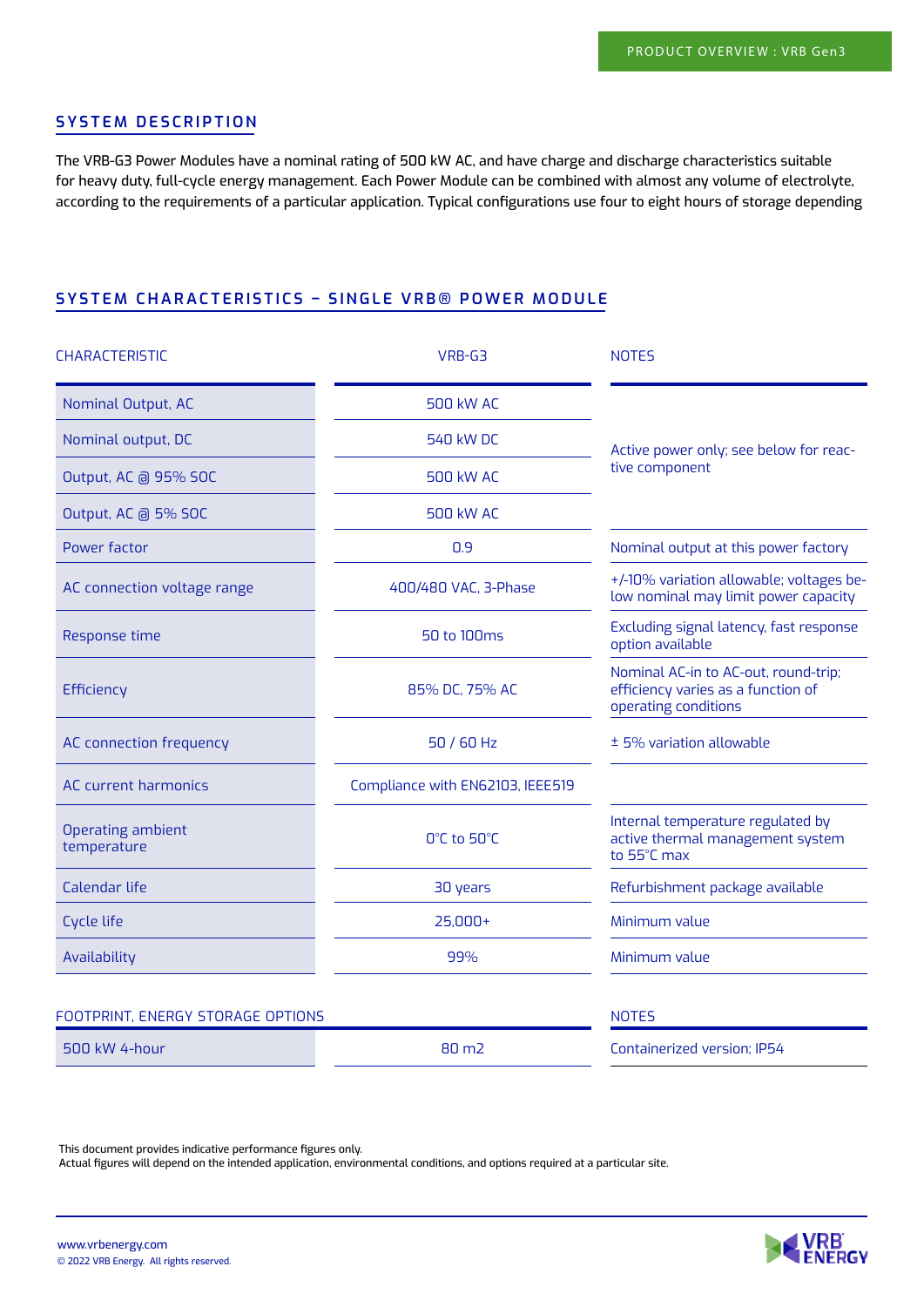## SYSTEM DESCRIPTION

The VRB-G3 Power Modules have a nominal rating of 500 kW AC, and have charge and discharge characteristics suitable for heavy duty, full-cycle energy management. Each Power Module can be combined with almost any volume of electrolyte, according to the requirements of a particular application. Typical configurations use four to eight hours of storage depending

## SYSTEM CHARACTERISTICS – SINGLE VRB® POWER MODULE

| CHARACTERISTIC | VRB-G3 | NOTES |
|---|---|---|
| Nominal Output, AC | 500 kW AC | Active power only; see below for reactive component |
| Nominal output, DC | 540 kW DC | |
| Output, AC @ 95% SOC | 500 kW AC | |
| Output, AC @ 5% SOC | 500 kW AC | |
| Power factor | 0.9 | Nominal output at this power factory |
| AC connection voltage range | 400/480 VAC, 3-Phase | +/-10% variation allowable; voltages below nominal may limit power capacity |
| Response time | 50 to 100ms | Excluding signal latency, fast response option available |
| Efficiency | 85% DC, 75% AC | Nominal AC-in to AC-out, round-trip; efficiency varies as a function of operating conditions |
| AC connection frequency | 50 / 60 Hz | ± 5% variation allowable |
| AC current harmonics | Compliance with EN62103, IEEE519 | |
| Operating ambient temperature | 0°C to 50°C | Internal temperature regulated by active thermal management system to 55°C max |
| Calendar life | 30 years | Refurbishment package available |
| Cycle life | 25,000+ | Minimum value |
| Availability | 99% | Minimum value |

| FOOTPRINT, ENERGY STORAGE OPTIONS | | NOTES |
|---|---|---|
| 500 kW 4-hour | 80 m2 | Containerized version; IP54 |

This document provides indicative performance figures only.
Actual figures will depend on the intended application, environmental conditions, and options required at a particular site.

www.vrbenergy.com
© 2022 VRB Energy. All rights reserved.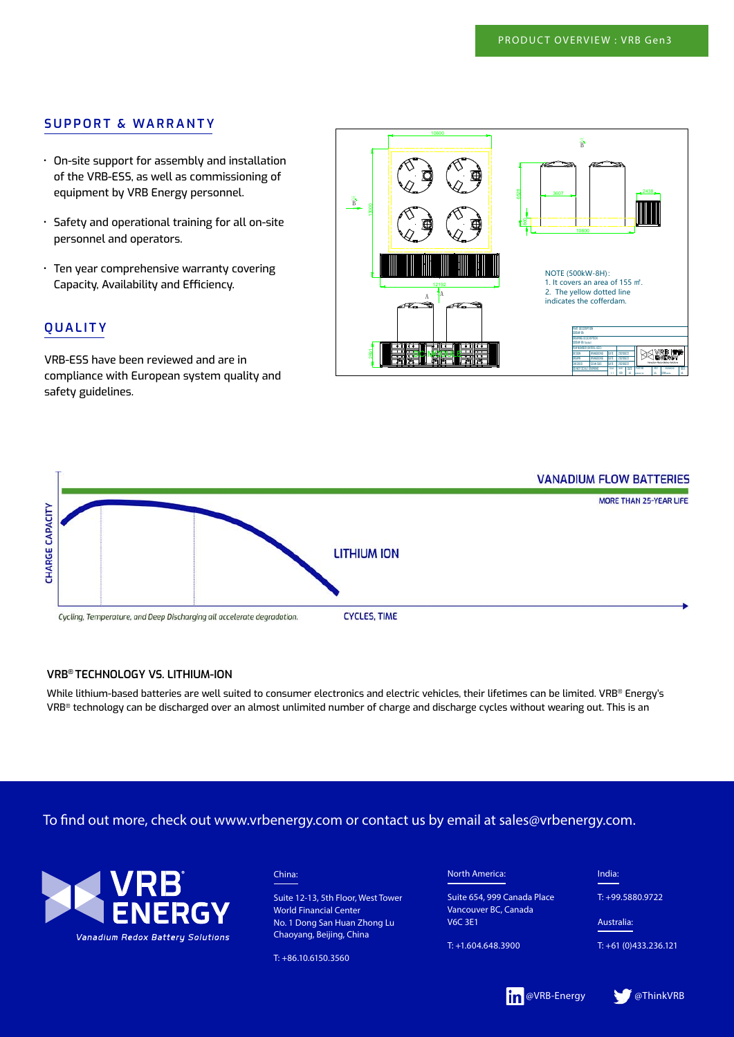## SUPPORT & WARRANTY

- On-site support for assembly and installation of the VRB-ESS, as well as commissioning of equipment by VRB Energy personnel.
- Safety and operational training for all on-site personnel and operators.
- Ten year comprehensive warranty covering Capacity, Availability and Efficiency.

## QUALITY

VRB-ESS have been reviewed and are in compliance with European system quality and safety guidelines.

NOTE (500kW-8H):
1. It covers an area of 155 ㎡.
2. The yellow dotted line indicates the cofferdam.

VANADIUM FLOW BATTERIES

MORE THAN 25-YEAR LIFE

CHARGE CAPACITY

LITHIUM ION

CYCLES, TIME

*Cycling, Temperature, and Deep Discharging all accelerate degradation.*

### VRB® TECHNOLOGY VS. LITHIUM-ION

While lithium-based batteries are well suited to consumer electronics and electric vehicles, their lifetimes can be limited. VRB® Energy's VRB® technology can be discharged over an almost unlimited number of charge and discharge cycles without wearing out. This is an

To find out more, check out www.vrbenergy.com or contact us by email at sales@vrbenergy.com.

VRB® ENERGY
*Vanadium Redox Battery Solutions*

**China:**

Suite 12-13, 5th Floor, West Tower
World Financial Center
No. 1 Dong San Huan Zhong Lu
Chaoyang, Beijing, China

T: +86.10.6150.3560

**North America:**

Suite 654, 999 Canada Place
Vancouver BC, Canada
V6C 3E1

T: +1.604.648.3900

**India:**

T: +99.5880.9722

**Australia:**

T: +61 (0)433.236.121

@VRB-Energy

@ThinkVRB